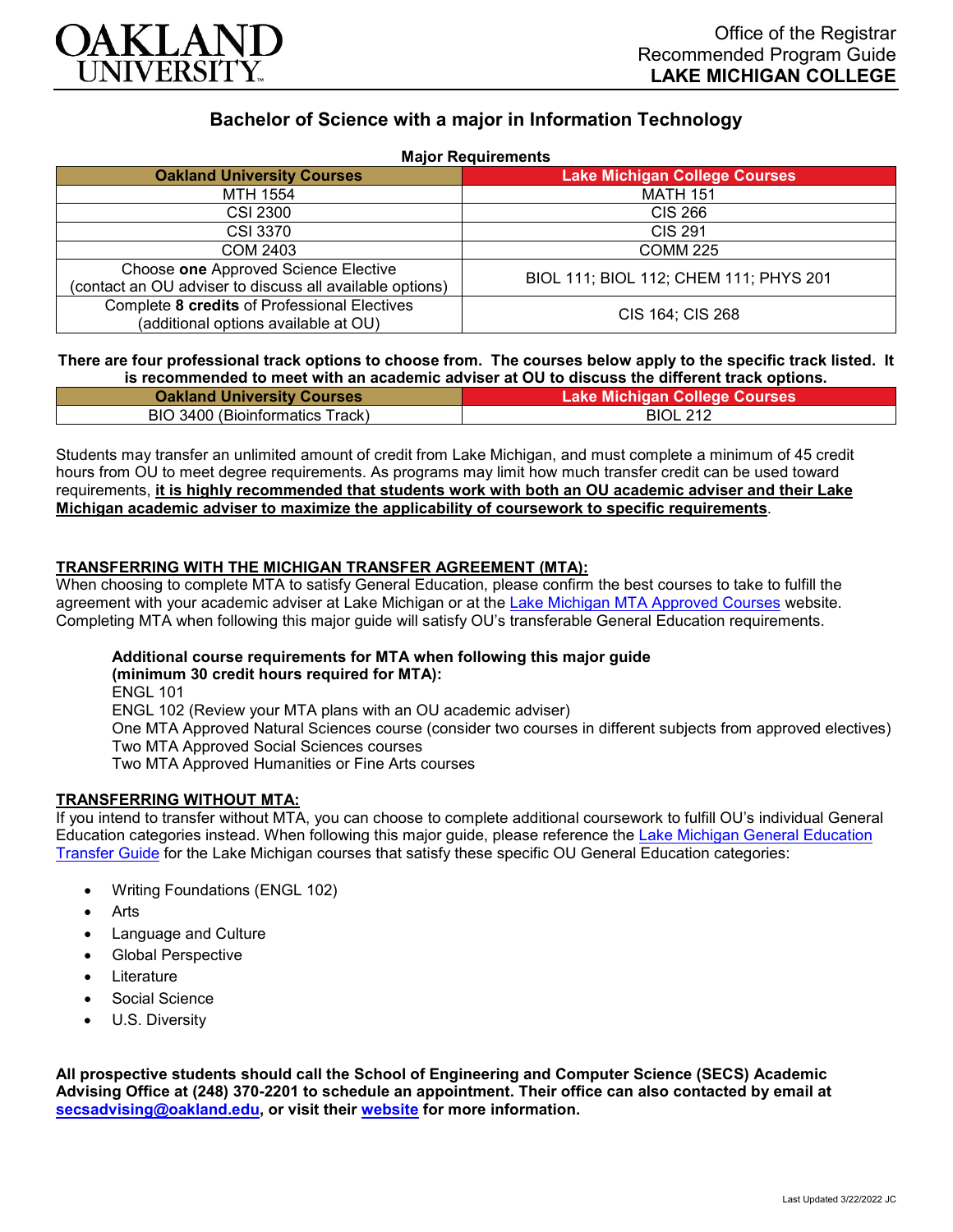Office of the Registrar
Recommended Program Guide
**LAKE MICHIGAN COLLEGE**

# Bachelor of Science with a major in Information Technology

**Major Requirements**

| Oakland University Courses | Lake Michigan College Courses |
|---|---|
| MTH 1554 | MATH 151 |
| CSI 2300 | CIS 266 |
| CSI 3370 | CIS 291 |
| COM 2403 | COMM 225 |
| Choose **one** Approved Science Elective (contact an OU adviser to discuss all available options) | BIOL 111; BIOL 112; CHEM 111; PHYS 201 |
| Complete **8 credits** of Professional Electives (additional options available at OU) | CIS 164; CIS 268 |

**There are four professional track options to choose from. The courses below apply to the specific track listed. It is recommended to meet with an academic adviser at OU to discuss the different track options.**

| Oakland University Courses | Lake Michigan College Courses |
|---|---|
| BIO 3400 (Bioinformatics Track) | BIOL 212 |

Students may transfer an unlimited amount of credit from Lake Michigan, and must complete a minimum of 45 credit hours from OU to meet degree requirements. As programs may limit how much transfer credit can be used toward requirements, **it is highly recommended that students work with both an OU academic adviser and their Lake Michigan academic adviser to maximize the applicability of coursework to specific requirements**.

## TRANSFERRING WITH THE MICHIGAN TRANSFER AGREEMENT (MTA):

When choosing to complete MTA to satisfy General Education, please confirm the best courses to take to fulfill the agreement with your academic adviser at Lake Michigan or at the Lake Michigan MTA Approved Courses website. Completing MTA when following this major guide will satisfy OU's transferable General Education requirements.

**Additional course requirements for MTA when following this major guide (minimum 30 credit hours required for MTA):**
ENGL 101
ENGL 102 (Review your MTA plans with an OU academic adviser)
One MTA Approved Natural Sciences course (consider two courses in different subjects from approved electives)
Two MTA Approved Social Sciences courses
Two MTA Approved Humanities or Fine Arts courses

## TRANSFERRING WITHOUT MTA:

If you intend to transfer without MTA, you can choose to complete additional coursework to fulfill OU's individual General Education categories instead. When following this major guide, please reference the Lake Michigan General Education Transfer Guide for the Lake Michigan courses that satisfy these specific OU General Education categories:

- Writing Foundations (ENGL 102)
- Arts
- Language and Culture
- Global Perspective
- Literature
- Social Science
- U.S. Diversity

**All prospective students should call the School of Engineering and Computer Science (SECS) Academic Advising Office at (248) 370-2201 to schedule an appointment. Their office can also contacted by email at secsadvising@oakland.edu, or visit their website for more information.**

Last Updated 3/22/2022 JC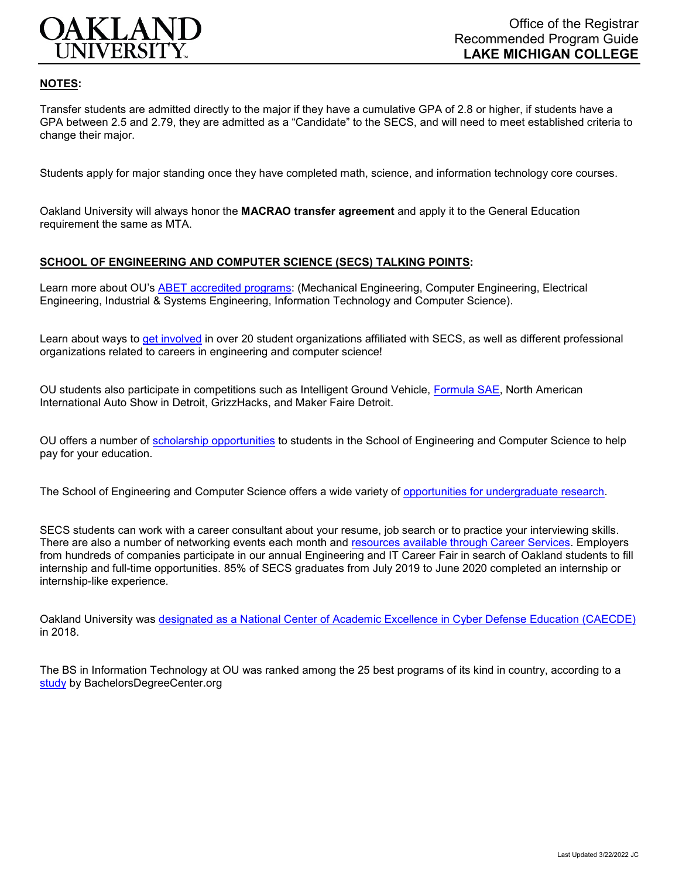**NOTES:**

Transfer students are admitted directly to the major if they have a cumulative GPA of 2.8 or higher, if students have a GPA between 2.5 and 2.79, they are admitted as a "Candidate" to the SECS, and will need to meet established criteria to change their major.

Students apply for major standing once they have completed math, science, and information technology core courses.

Oakland University will always honor the **MACRAO transfer agreement** and apply it to the General Education requirement the same as MTA.

**SCHOOL OF ENGINEERING AND COMPUTER SCIENCE (SECS) TALKING POINTS:**

Learn more about OU's ABET accredited programs: (Mechanical Engineering, Computer Engineering, Electrical Engineering, Industrial & Systems Engineering, Information Technology and Computer Science).

Learn about ways to get involved in over 20 student organizations affiliated with SECS, as well as different professional organizations related to careers in engineering and computer science!

OU students also participate in competitions such as Intelligent Ground Vehicle, Formula SAE, North American International Auto Show in Detroit, GrizzHacks, and Maker Faire Detroit.

OU offers a number of scholarship opportunities to students in the School of Engineering and Computer Science to help pay for your education.

The School of Engineering and Computer Science offers a wide variety of opportunities for undergraduate research.

SECS students can work with a career consultant about your resume, job search or to practice your interviewing skills. There are also a number of networking events each month and resources available through Career Services. Employers from hundreds of companies participate in our annual Engineering and IT Career Fair in search of Oakland students to fill internship and full-time opportunities. 85% of SECS graduates from July 2019 to June 2020 completed an internship or internship-like experience.

Oakland University was designated as a National Center of Academic Excellence in Cyber Defense Education (CAECDE) in 2018.

The BS in Information Technology at OU was ranked among the 25 best programs of its kind in country, according to a study by BachelorsDegreeCenter.org

Last Updated 3/22/2022 JC